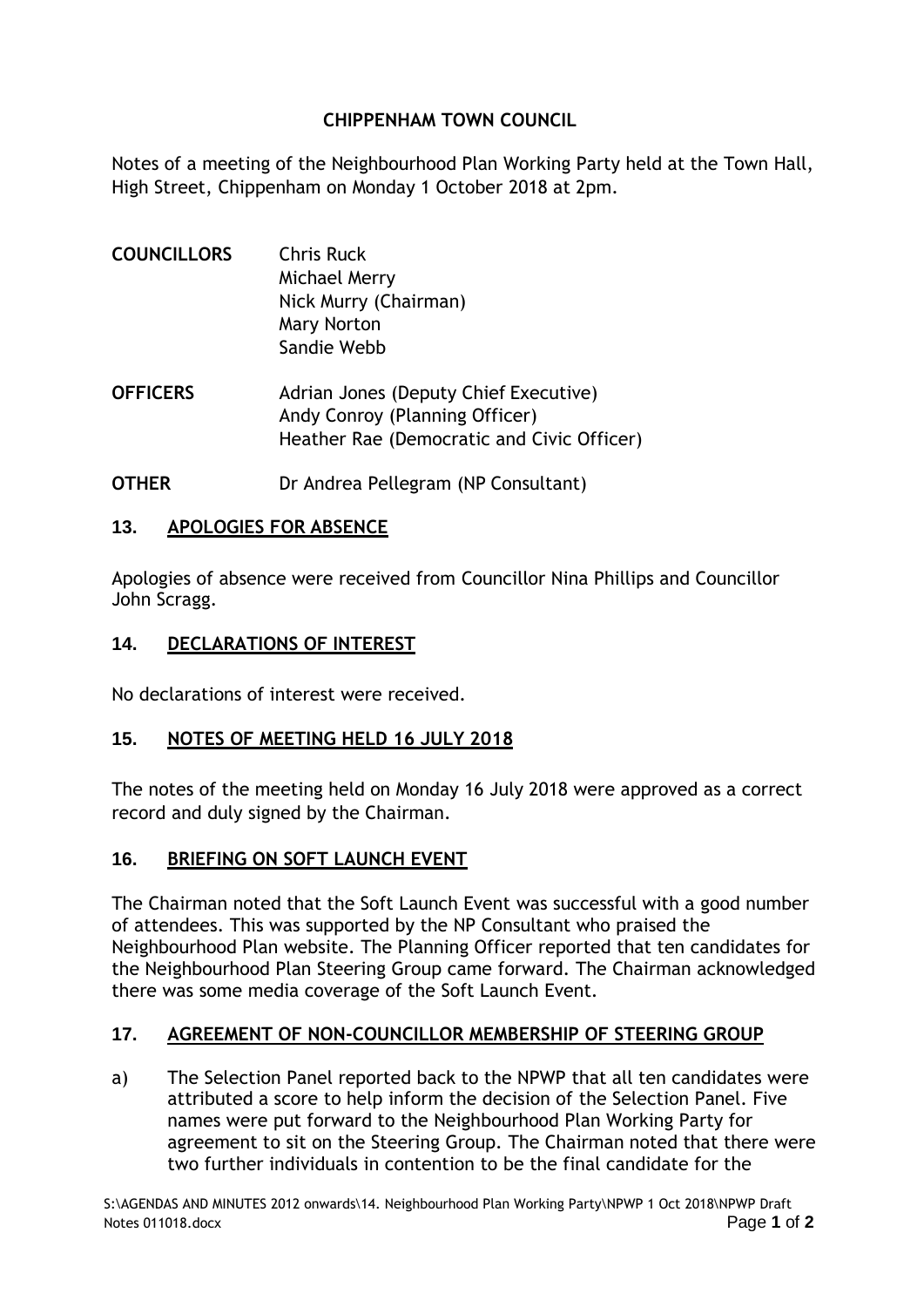# CHIPPENHAM TOWN COUNCIL

Notes of a meeting of the Neighbourhood Plan Working Party held at the Town Hall, High Street, Chippenham on Monday 1 October 2018 at 2pm.

**COUNCILLORS**
Chris Ruck
Michael Merry
Nick Murry (Chairman)
Mary Norton
Sandie Webb

**OFFICERS**
Adrian Jones (Deputy Chief Executive)
Andy Conroy (Planning Officer)
Heather Rae (Democratic and Civic Officer)

**OTHER**
Dr Andrea Pellegram (NP Consultant)

## 13. APOLOGIES FOR ABSENCE

Apologies of absence were received from Councillor Nina Phillips and Councillor John Scragg.

## 14. DECLARATIONS OF INTEREST

No declarations of interest were received.

## 15. NOTES OF MEETING HELD 16 JULY 2018

The notes of the meeting held on Monday 16 July 2018 were approved as a correct record and duly signed by the Chairman.

## 16. BRIEFING ON SOFT LAUNCH EVENT

The Chairman noted that the Soft Launch Event was successful with a good number of attendees. This was supported by the NP Consultant who praised the Neighbourhood Plan website. The Planning Officer reported that ten candidates for the Neighbourhood Plan Steering Group came forward. The Chairman acknowledged there was some media coverage of the Soft Launch Event.

## 17. AGREEMENT OF NON-COUNCILLOR MEMBERSHIP OF STEERING GROUP

a) The Selection Panel reported back to the NPWP that all ten candidates were attributed a score to help inform the decision of the Selection Panel. Five names were put forward to the Neighbourhood Plan Working Party for agreement to sit on the Steering Group. The Chairman noted that there were two further individuals in contention to be the final candidate for the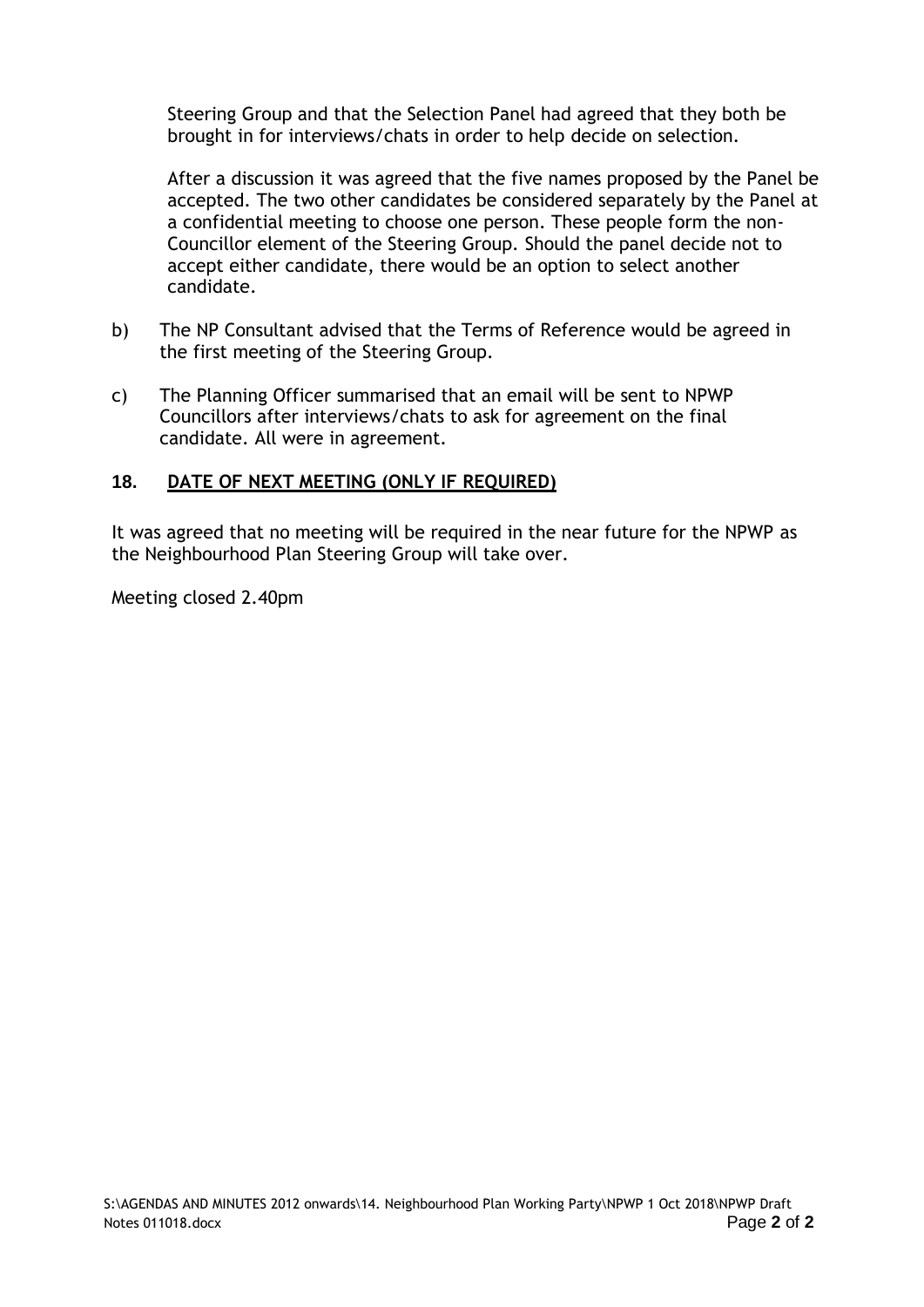Steering Group and that the Selection Panel had agreed that they both be brought in for interviews/chats in order to help decide on selection.

After a discussion it was agreed that the five names proposed by the Panel be accepted. The two other candidates be considered separately by the Panel at a confidential meeting to choose one person. These people form the non-Councillor element of the Steering Group. Should the panel decide not to accept either candidate, there would be an option to select another candidate.

b) The NP Consultant advised that the Terms of Reference would be agreed in the first meeting of the Steering Group.

c) The Planning Officer summarised that an email will be sent to NPWP Councillors after interviews/chats to ask for agreement on the final candidate. All were in agreement.

## 18. DATE OF NEXT MEETING (ONLY IF REQUIRED)

It was agreed that no meeting will be required in the near future for the NPWP as the Neighbourhood Plan Steering Group will take over.

Meeting closed 2.40pm